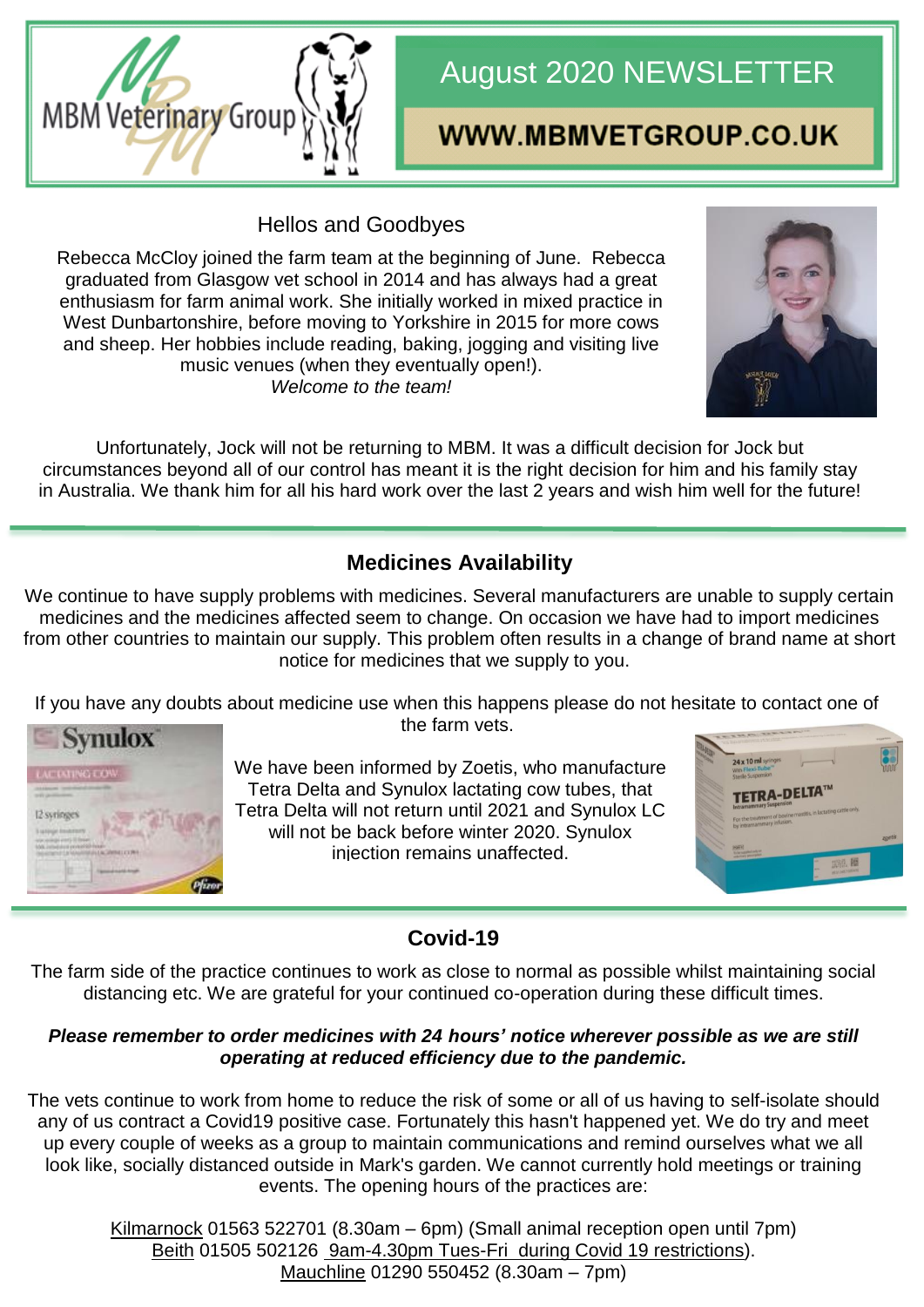MBM Veterinary Group

# August 2020 NEWSLETTER

**WWW.MBMVETGROUP.CO.UK**

## Hellos and Goodbyes

Rebecca McCloy joined the farm team at the beginning of June. Rebecca graduated from Glasgow vet school in 2014 and has always had a great enthusiasm for farm animal work. She initially worked in mixed practice in West Dunbartonshire, before moving to Yorkshire in 2015 for more cows and sheep. Her hobbies include reading, baking, jogging and visiting live music venues (when they eventually open!).
*Welcome to the team!*

Unfortunately, Jock will not be returning to MBM. It was a difficult decision for Jock but circumstances beyond all of our control has meant it is the right decision for him and his family stay in Australia. We thank him for all his hard work over the last 2 years and wish him well for the future!

## Medicines Availability

We continue to have supply problems with medicines. Several manufacturers are unable to supply certain medicines and the medicines affected seem to change. On occasion we have had to import medicines from other countries to maintain our supply. This problem often results in a change of brand name at short notice for medicines that we supply to you.

If you have any doubts about medicine use when this happens please do not hesitate to contact one of the farm vets.

We have been informed by Zoetis, who manufacture Tetra Delta and Synulox lactating cow tubes, that Tetra Delta will not return until 2021 and Synulox LC will not be back before winter 2020. Synulox injection remains unaffected.

## Covid-19

The farm side of the practice continues to work as close to normal as possible whilst maintaining social distancing etc. We are grateful for your continued co-operation during these difficult times.

***Please remember to order medicines with 24 hours' notice wherever possible as we are still operating at reduced efficiency due to the pandemic.***

The vets continue to work from home to reduce the risk of some or all of us having to self-isolate should any of us contract a Covid19 positive case. Fortunately this hasn't happened yet. We do try and meet up every couple of weeks as a group to maintain communications and remind ourselves what we all look like, socially distanced outside in Mark's garden. We cannot currently hold meetings or training events. The opening hours of the practices are:

Kilmarnock 01563 522701 (8.30am – 6pm) (Small animal reception open until 7pm)
Beith 01505 502126 9am-4.30pm Tues-Fri during Covid 19 restrictions).
Mauchline 01290 550452 (8.30am – 7pm)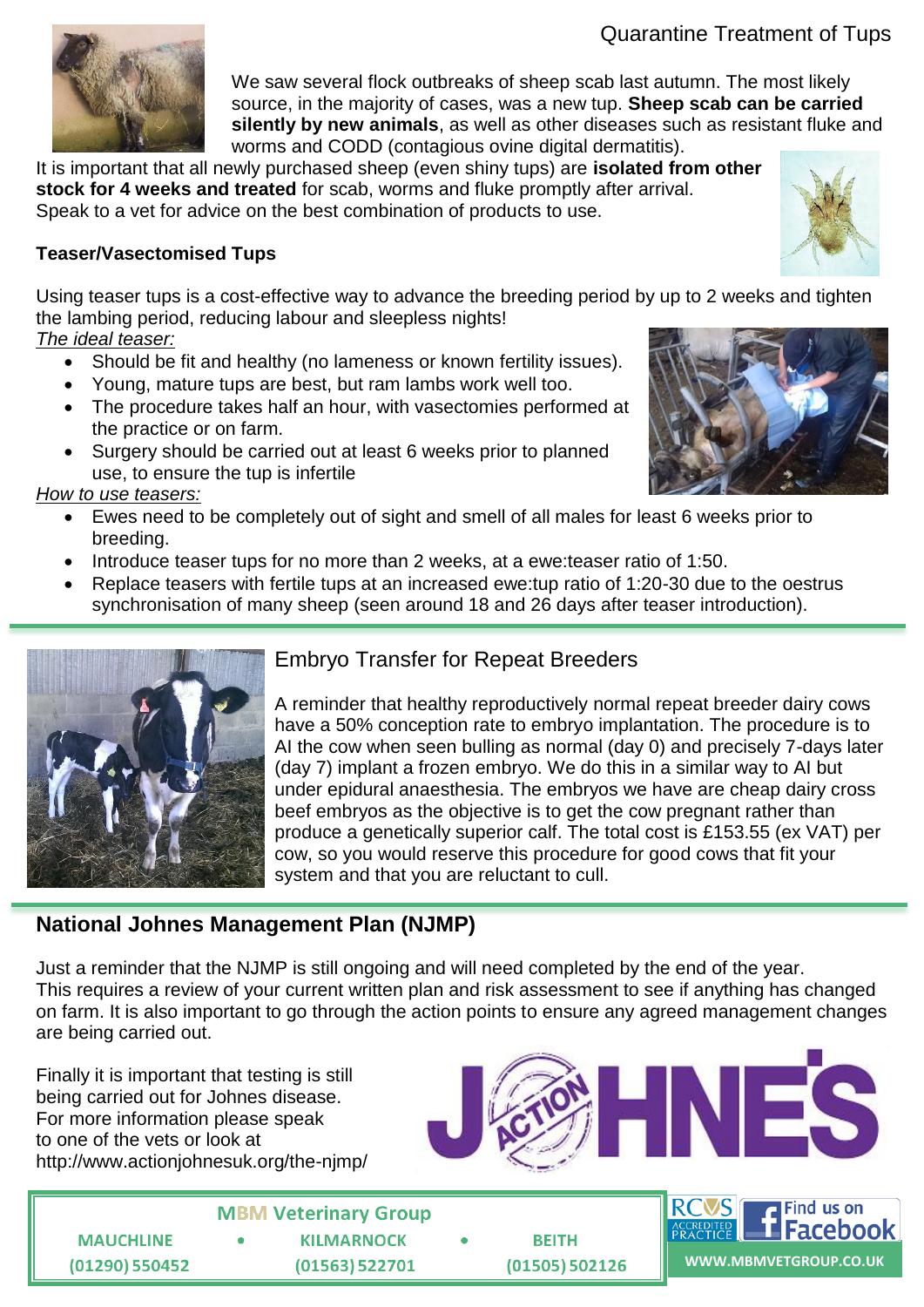## Quarantine Treatment of Tups

We saw several flock outbreaks of sheep scab last autumn. The most likely source, in the majority of cases, was a new tup. **Sheep scab can be carried silently by new animals**, as well as other diseases such as resistant fluke and worms and CODD (contagious ovine digital dermatitis).

It is important that all newly purchased sheep (even shiny tups) are **isolated from other stock for 4 weeks and treated** for scab, worms and fluke promptly after arrival. Speak to a vet for advice on the best combination of products to use.

### Teaser/Vasectomised Tups

Using teaser tups is a cost-effective way to advance the breeding period by up to 2 weeks and tighten the lambing period, reducing labour and sleepless nights!

*The ideal teaser:*

- Should be fit and healthy (no lameness or known fertility issues).
- Young, mature tups are best, but ram lambs work well too.
- The procedure takes half an hour, with vasectomies performed at the practice or on farm.
- Surgery should be carried out at least 6 weeks prior to planned use, to ensure the tup is infertile

*How to use teasers:*

- Ewes need to be completely out of sight and smell of all males for least 6 weeks prior to breeding.
- Introduce teaser tups for no more than 2 weeks, at a ewe:teaser ratio of 1:50.
- Replace teasers with fertile tups at an increased ewe:tup ratio of 1:20-30 due to the oestrus synchronisation of many sheep (seen around 18 and 26 days after teaser introduction).

## Embryo Transfer for Repeat Breeders

A reminder that healthy reproductively normal repeat breeder dairy cows have a 50% conception rate to embryo implantation. The procedure is to AI the cow when seen bulling as normal (day 0) and precisely 7-days later (day 7) implant a frozen embryo. We do this in a similar way to AI but under epidural anaesthesia. The embryos we have are cheap dairy cross beef embryos as the objective is to get the cow pregnant rather than produce a genetically superior calf. The total cost is £153.55 (ex VAT) per cow, so you would reserve this procedure for good cows that fit your system and that you are reluctant to cull.

## National Johnes Management Plan (NJMP)

Just a reminder that the NJMP is still ongoing and will need completed by the end of the year. This requires a review of your current written plan and risk assessment to see if anything has changed on farm. It is also important to go through the action points to ensure any agreed management changes are being carried out.

Finally it is important that testing is still being carried out for Johnes disease. For more information please speak to one of the vets or look at http://www.actionjohnesuk.org/the-njmp/

**MBM Veterinary Group**

MAUCHLINE (01290) 550452 • KILMARNOCK (01563) 522701 • BEITH (01505) 502126

WWW.MBMVETGROUP.CO.UK